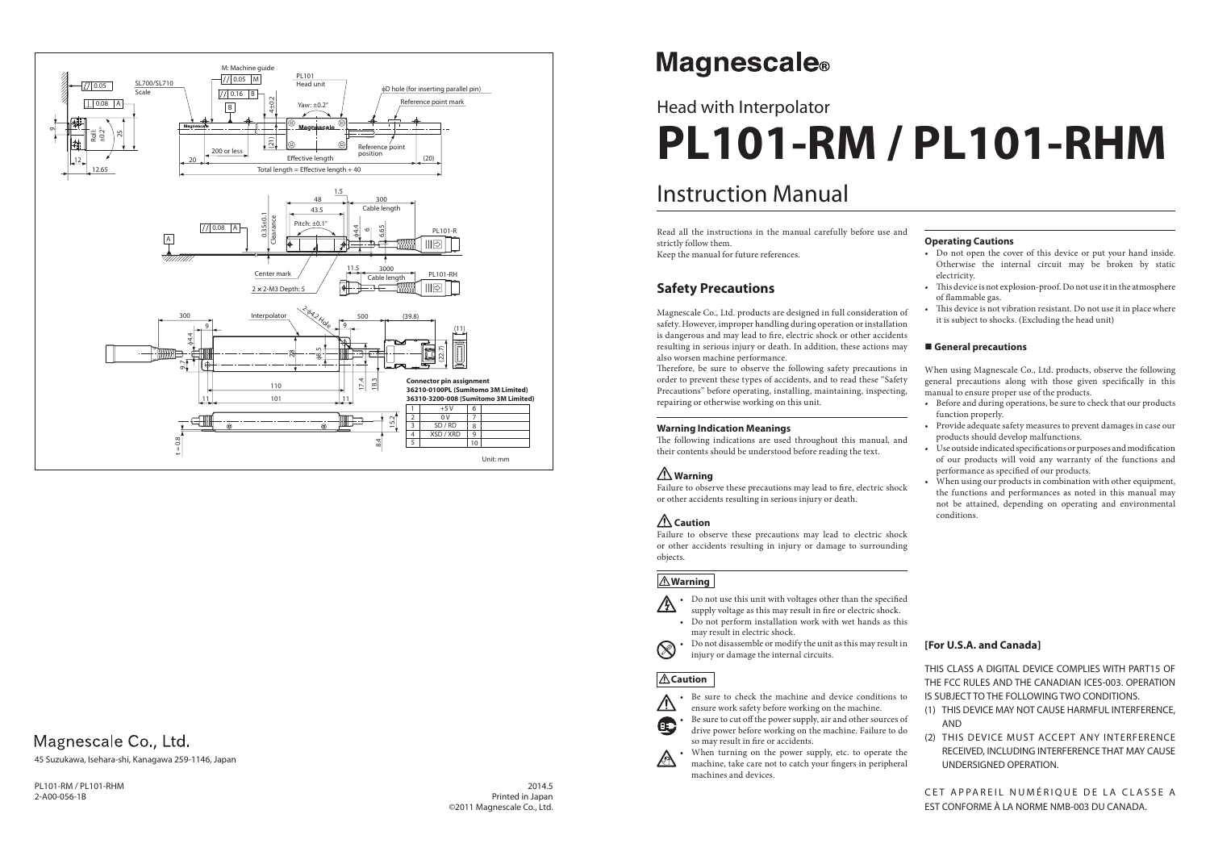# Magnescale®

## Head with Interpolator

# PL101-RM / PL101-RHM

## Instruction Manual

Read all the instructions in the manual carefully before use and strictly follow them.
Keep the manual for future references.

## Safety Precautions

Magnescale Co., Ltd. products are designed in full consideration of safety. However, improper handling during operation or installation is dangerous and may lead to fire, electric shock or other accidents resulting in serious injury or death. In addition, these actions may also worsen machine performance.
Therefore, be sure to observe the following safety precautions in order to prevent these types of accidents, and to read these "Safety Precautions" before operating, installing, maintaining, inspecting, repairing or otherwise working on this unit.

### Warning Indication Meanings

The following indications are used throughout this manual, and their contents should be understood before reading the text.

**⚠ Warning**
Failure to observe these precautions may lead to fire, electric shock or other accidents resulting in serious injury or death.

**⚠ Caution**
Failure to observe these precautions may lead to electric shock or other accidents resulting in injury or damage to surrounding objects.

**⚠ Warning**

- Do not use this unit with voltages other than the specified supply voltage as this may result in fire or electric shock.
- Do not perform installation work with wet hands as this may result in electric shock.
- Do not disassemble or modify the unit as this may result in injury or damage the internal circuits.

**⚠ Caution**

- Be sure to check the machine and device conditions to ensure work safety before working on the machine.
- Be sure to cut off the power supply, air and other sources of drive power before working on the machine. Failure to do so may result in fire or accidents.
- When turning on the power supply, etc. to operate the machine, take care not to catch your fingers in peripheral machines and devices.

### Operating Cautions

- Do not open the cover of this device or put your hand inside. Otherwise the internal circuit may be broken by static electricity.
- This device is not explosion-proof. Do not use it in the atmosphere of flammable gas.
- This device is not vibration resistant. Do not use it in place where it is subject to shocks. (Excluding the head unit)

### ■ General precautions

When using Magnescale Co., Ltd. products, observe the following general precautions along with those given specifically in this manual to ensure proper use of the products.

- Before and during operations, be sure to check that our products function properly.
- Provide adequate safety measures to prevent damages in case our products should develop malfunctions.
- Use outside indicated specifications or purposes and modification of our products will void any warranty of the functions and performance as specified of our products.
- When using our products in combination with other equipment, the functions and performances as noted in this manual may not be attained, depending on operating and environmental conditions.

### [For U.S.A. and Canada]

THIS CLASS A DIGITAL DEVICE COMPLIES WITH PART15 OF THE FCC RULES AND THE CANADIAN ICES-003. OPERATION IS SUBJECT TO THE FOLLOWING TWO CONDITIONS.

(1) THIS DEVICE MAY NOT CAUSE HARMFUL INTERFERENCE, AND
(2) THIS DEVICE MUST ACCEPT ANY INTERFERENCE RECEIVED, INCLUDING INTERFERENCE THAT MAY CAUSE UNDERSIGNED OPERATION.

CET APPAREIL NUMÉRIQUE DE LA CLASSE A EST CONFORME À LA NORME NMB-003 DU CANADA.

---

**Connector pin assignment**
**36210-0100PL (Sumitomo 3M Limited)**
**36310-3200-008 (Sumitomo 3M Limited)**

| | | | |
|---|---|---|---|
| 1 | +5 V | 6 | |
| 2 | 0 V | 7 | |
| 3 | SD / RD | 8 | |
| 4 | XSD / XRD | 9 | |
| 5 | | 10 | |

Unit: mm

Magnescale Co., Ltd.
45 Suzukawa, Isehara-shi, Kanagawa 259-1146, Japan

PL101-RM / PL101-RHM
2-A00-056-1B

2014.5
Printed in Japan
©2011 Magnescale Co., Ltd.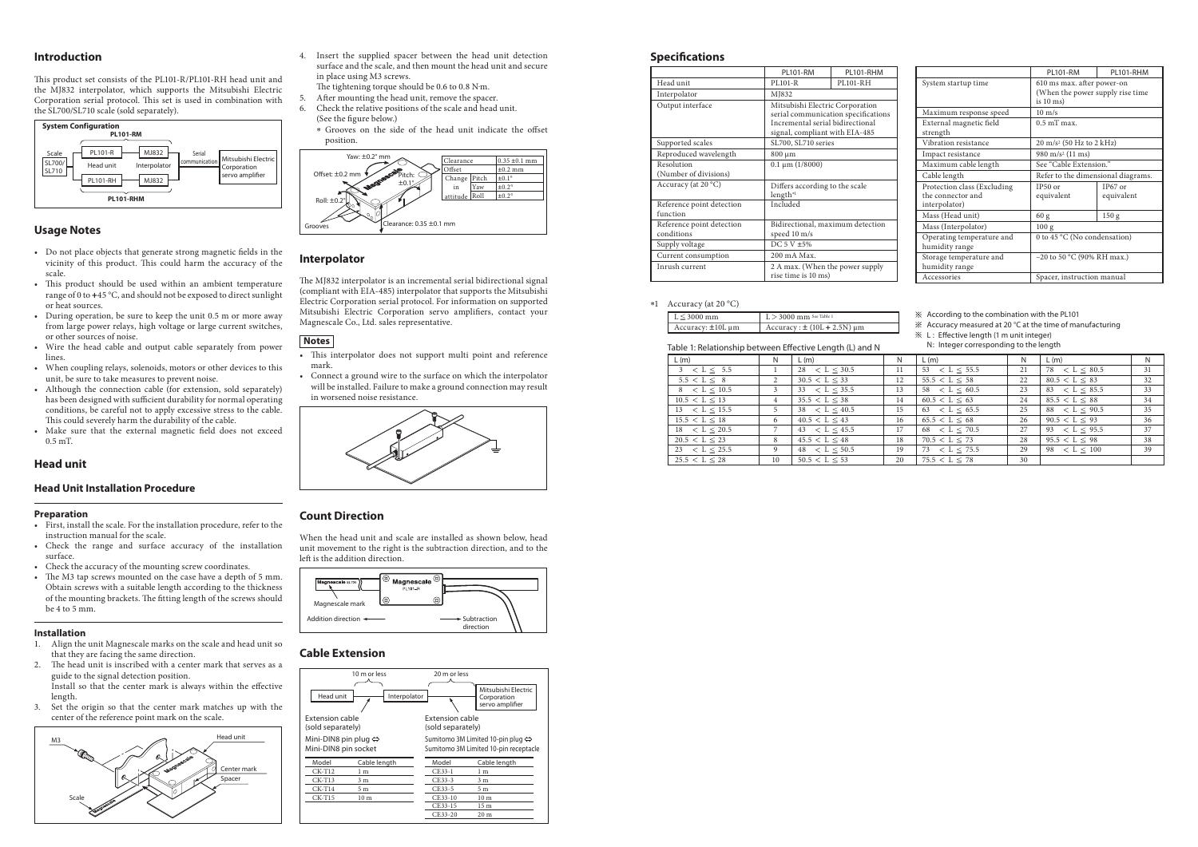## Introduction

This product set consists of the PL101-R/PL101-RH head unit and the MJ832 interpolator, which supports the Mitsubishi Electric Corporation serial protocol. This set is used in combination with the SL700/SL710 scale (sold separately).

**System Configuration**

PL101-RM

Scale
SL700/ SL710

PL101-R
Head unit
PL101-RH

MJ832
Interpolator
MJ832

Serial communication

Mitsubishi Electric Corporation servo amplifier

PL101-RHM

## Usage Notes

- Do not place objects that generate strong magnetic fields in the vicinity of this product. This could harm the accuracy of the scale.
- This product should be used within an ambient temperature range of 0 to +45 °C, and should not be exposed to direct sunlight or heat sources.
- During operation, be sure to keep the unit 0.5 m or more away from large power relays, high voltage or large current switches, or other sources of noise.
- Wire the head cable and output cable separately from power lines.
- When coupling relays, solenoids, motors or other devices to this unit, be sure to take measures to prevent noise.
- Although the connection cable (for extension, sold separately) has been designed with sufficient durability for normal operating conditions, be careful not to apply excessive stress to the cable. This could severely harm the durability of the cable.
- Make sure that the external magnetic field does not exceed 0.5 mT.

## Head unit

### Head Unit Installation Procedure

#### Preparation

- First, install the scale. For the installation procedure, refer to the instruction manual for the scale.
- Check the range and surface accuracy of the installation surface.
- Check the accuracy of the mounting screw coordinates.
- The M3 tap screws mounted on the case have a depth of 5 mm. Obtain screws with a suitable length according to the thickness of the mounting brackets. The fitting length of the screws should be 4 to 5 mm.

#### Installation

1. Align the unit Magnescale marks on the scale and head unit so that they are facing the same direction.
2. The head unit is inscribed with a center mark that serves as a guide to the signal detection position.
   Install so that the center mark is always within the effective length.
3. Set the origin so that the center mark matches up with the center of the reference point mark on the scale.

M3
Head unit
Center mark
Spacer
Scale

4. Insert the supplied spacer between the head unit detection surface and the scale, and then mount the head unit and secure in place using M3 screws.
   The tightening torque should be 0.6 to 0.8 N·m.
5. After mounting the head unit, remove the spacer.
6. Check the relative positions of the scale and head unit. (See the figure below.)
   * Grooves on the side of the head unit indicate the offset position.

Yaw: ±0.2° mm
Offset: ±0.2 mm
Pitch: ±0.1°
Roll: ±0.2°
Grooves
Clearance: 0.35 ±0.1 mm

| | | |
|---|---|---|
| Clearance | | 0.35 ±0.1 mm |
| Offset | | ±0.2 mm |
| Change in attitude | Pitch | ±0.1° |
| | Yaw | ±0.2° |
| | Roll | ±0.2° |

## Interpolator

The MJ832 interpolator is an incremental serial bidirectional signal (compliant with EIA-485) interpolator that supports the Mitsubishi Electric Corporation serial protocol. For information on supported Mitsubishi Electric Corporation servo amplifiers, contact your Magnescale Co., Ltd. sales representative.

**Notes**

- This interpolator does not support multi point and reference mark.
- Connect a ground wire to the surface on which the interpolator will be installed. Failure to make a ground connection may result in worsened noise resistance.

## Count Direction

When the head unit and scale are installed as shown below, head unit movement to the right is the subtraction direction, and to the left is the addition direction.

Magnescale mark
Addition direction
Subtraction direction

## Cable Extension

Head unit — 10 m or less — Interpolator — 20 m or less — Mitsubishi Electric Corporation servo amplifier

Extension cable (sold separately)
Mini-DIN8 pin plug ⇔ Mini-DIN8 pin socket

| Model | Cable length |
|---|---|
| CK-T12 | 1 m |
| CK-T13 | 3 m |
| CK-T14 | 5 m |
| CK-T15 | 10 m |

Extension cable (sold separately)
Sumitomo 3M Limited 10-pin plug ⇔ Sumitomo 3M Limited 10-pin receptacle

| Model | Cable length |
|---|---|
| CE33-1 | 1 m |
| CE33-3 | 3 m |
| CE33-5 | 5 m |
| CE33-10 | 10 m |
| CE33-15 | 15 m |
| CE33-20 | 20 m |

## Specifications

| | PL101-RM | PL101-RHM |
|---|---|---|
| Head unit | PL101-R | PL101-RH |
| Interpolator | MJ832 | |
| Output interface | Mitsubishi Electric Corporation serial communication specifications Incremental serial bidirectional signal, compliant with EIA-485 | |
| Supported scales | SL700, SL710 series | |
| Reproduced wavelength | 800 μm | |
| Resolution (Number of divisions) | 0.1 μm (1/8000) | |
| Accuracy (at 20 °C) | Differs according to the scale length*1 | |
| Reference point detection function | Included | |
| Reference point detection conditions | Bidirectional, maximum detection speed 10 m/s | |
| Supply voltage | DC 5 V ±5% | |
| Current consumption | 200 mA Max. | |
| Inrush current | 2 A max. (When the power supply rise time is 10 ms) | |
| System startup time | 610 ms max. after power-on (When the power supply rise time is 10 ms) | |
| Maximum response speed | 10 m/s | |
| External magnetic field strength | 0.5 mT max. | |
| Vibration resistance | 20 m/s² (50 Hz to 2 kHz) | |
| Impact resistance | 980 m/s² (11 ms) | |
| Maximum cable length | See "Cable Extension." | |
| Cable length | Refer to the dimensional diagrams. | |
| Protection class (Excluding the connector and interpolator) | IP50 or equivalent | IP67 or equivalent |
| Mass (Head unit) | 60 g | 150 g |
| Mass (Interpolator) | 100 g | |
| Operating temperature and humidity range | 0 to 45 °C (No condensation) | |
| Storage temperature and humidity range | −20 to 50 °C (90% RH max.) | |
| Accessories | Spacer, instruction manual | |

*1 Accuracy (at 20 °C)

| L ≤ 3000 mm | L > 3000 mm See Table 1 |
|---|---|
| Accuracy: ±10L μm | Accuracy : ± (10L + 2.5N) μm |

※ According to the combination with the PL101
※ Accuracy measured at 20 °C at the time of manufacturing
※ L : Effective length (1 m unit integer)
N: Integer corresponding to the length

Table 1: Relationship between Effective Length (L) and N

| L (m) | N | L (m) | N | L (m) | N | L (m) | N |
|---|---|---|---|---|---|---|---|
| 3 < L ≤ 5.5 | 1 | 28 < L ≤ 30.5 | 11 | 53 < L ≤ 55.5 | 21 | 78 < L ≤ 80.5 | 31 |
| 5.5 < L ≤ 8 | 2 | 30.5 < L ≤ 33 | 12 | 55.5 < L ≤ 58 | 22 | 80.5 < L ≤ 83 | 32 |
| 8 < L ≤ 10.5 | 3 | 33 < L ≤ 35.5 | 13 | 58 < L ≤ 60.5 | 23 | 83 < L ≤ 85.5 | 33 |
| 10.5 < L ≤ 13 | 4 | 35.5 < L ≤ 38 | 14 | 60.5 < L ≤ 63 | 24 | 85.5 < L ≤ 88 | 34 |
| 13 < L ≤ 15.5 | 5 | 38 < L ≤ 40.5 | 15 | 63 < L ≤ 65.5 | 25 | 88 < L ≤ 90.5 | 35 |
| 15.5 < L ≤ 18 | 6 | 40.5 < L ≤ 43 | 16 | 65.5 < L ≤ 68 | 26 | 90.5 < L ≤ 93 | 36 |
| 18 < L ≤ 20.5 | 7 | 43 < L ≤ 45.5 | 17 | 68 < L ≤ 70.5 | 27 | 93 < L ≤ 95.5 | 37 |
| 20.5 < L ≤ 23 | 8 | 45.5 < L ≤ 48 | 18 | 70.5 < L ≤ 73 | 28 | 95.5 < L ≤ 98 | 38 |
| 23 < L ≤ 25.5 | 9 | 48 < L ≤ 50.5 | 19 | 73 < L ≤ 75.5 | 29 | 98 < L ≤ 100 | 39 |
| 25.5 < L ≤ 28 | 10 | 50.5 < L ≤ 53 | 20 | 75.5 < L ≤ 78 | 30 | | |